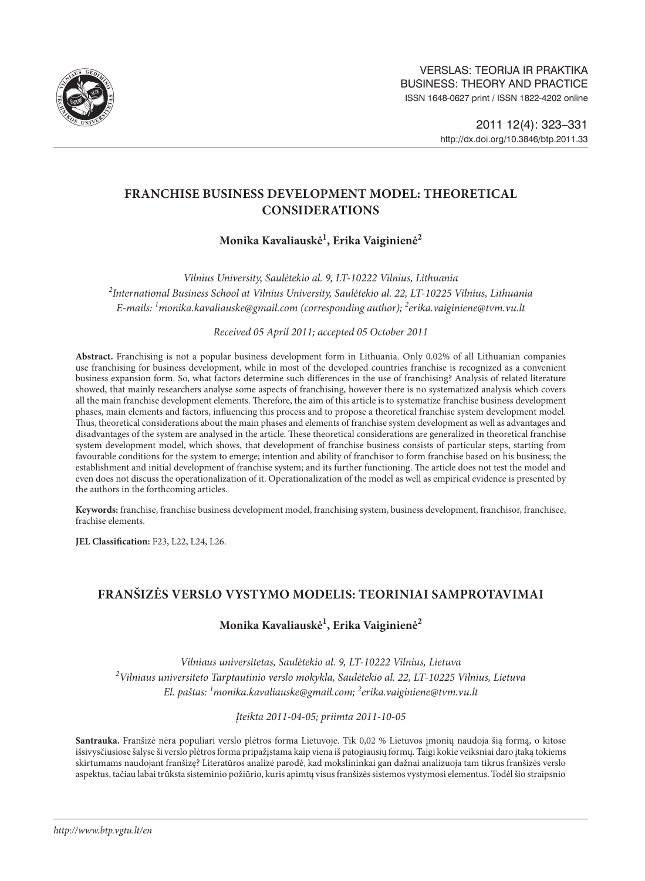VERSLAS: TEORIJA IR PRAKTIKA
BUSINESS: THEORY AND PRACTICE
ISSN 1648-0627 print / ISSN 1822-4202 online

2011 12(4): 323–331
http://dx.doi.org/10.3846/btp.2011.33

# FRANCHISE BUSINESS DEVELOPMENT MODEL: THEORETICAL CONSIDERATIONS

**Monika Kavaliauskė[1], Erika Vaiginienė[2]**

*Vilnius University, Saulėtekio al. 9, LT-10222 Vilnius, Lithuania*
*[2]International Business School at Vilnius University, Saulėtekio al. 22, LT-10225 Vilnius, Lithuania*
*E-mails: [1]monika.kavaliauske@gmail.com (corresponding author); [2]erika.vaiginiene@tvm.vu.lt*

*Received 05 April 2011; accepted 05 October 2011*

**Abstract.** Franchising is not a popular business development form in Lithuania. Only 0.02% of all Lithuanian companies use franchising for business development, while in most of the developed countries franchise is recognized as a convenient business expansion form. So, what factors determine such differences in the use of franchising? Analysis of related literature showed, that mainly researchers analyse some aspects of franchising, however there is no systematized analysis which covers all the main franchise development elements. Therefore, the aim of this article is to systematize franchise business development phases, main elements and factors, influencing this process and to propose a theoretical franchise system development model. Thus, theoretical considerations about the main phases and elements of franchise system development as well as advantages and disadvantages of the system are analysed in the article. These theoretical considerations are generalized in theoretical franchise system development model, which shows, that development of franchise business consists of particular steps, starting from favourable conditions for the system to emerge; intention and ability of franchisor to form franchise based on his business; the establishment and initial development of franchise system; and its further functioning. The article does not test the model and even does not discuss the operationalization of it. Operationalization of the model as well as empirical evidence is presented by the authors in the forthcoming articles.

**Keywords:** franchise, franchise business development model, franchising system, business development, franchisor, franchisee, frachise elements.

**JEL Classification:** F23, L22, L24, L26.

# FRANŠIZĖS VERSLO VYSTYMO MODELIS: TEORINIAI SAMPROTAVIMAI

**Monika Kavaliauskė[1], Erika Vaiginienė[2]**

*Vilniaus universitetas, Saulėtekio al. 9, LT-10222 Vilnius, Lietuva*
*[2]Vilniaus universiteto Tarptautinio verslo mokykla, Saulėtekio al. 22, LT-10225 Vilnius, Lietuva*
*El. paštas: [1]monika.kavaliauske@gmail.com; [2]erika.vaiginiene@tvm.vu.lt*

*Įteikta 2011-04-05; priimta 2011-10-05*

**Santrauka.** Franšizė nėra populiari verslo plėtros forma Lietuvoje. Tik 0,02 % Lietuvos įmonių naudoja šią formą, o kitose išsivysčiusiose šalyse ši verslo plėtros forma pripažįstama kaip viena iš patogiausių formų. Taigi kokie veiksniai daro įtaką tokiems skirtumams naudojant franšizę? Literatūros analizė parodė, kad mokslininkai gan dažnai analizuoja tam tikrus franšizės verslo aspektus, tačiau labai trūksta sisteminio požiūrio, kuris apimtų visus franšizės sistemos vystymosi elementus. Todėl šio straipsnio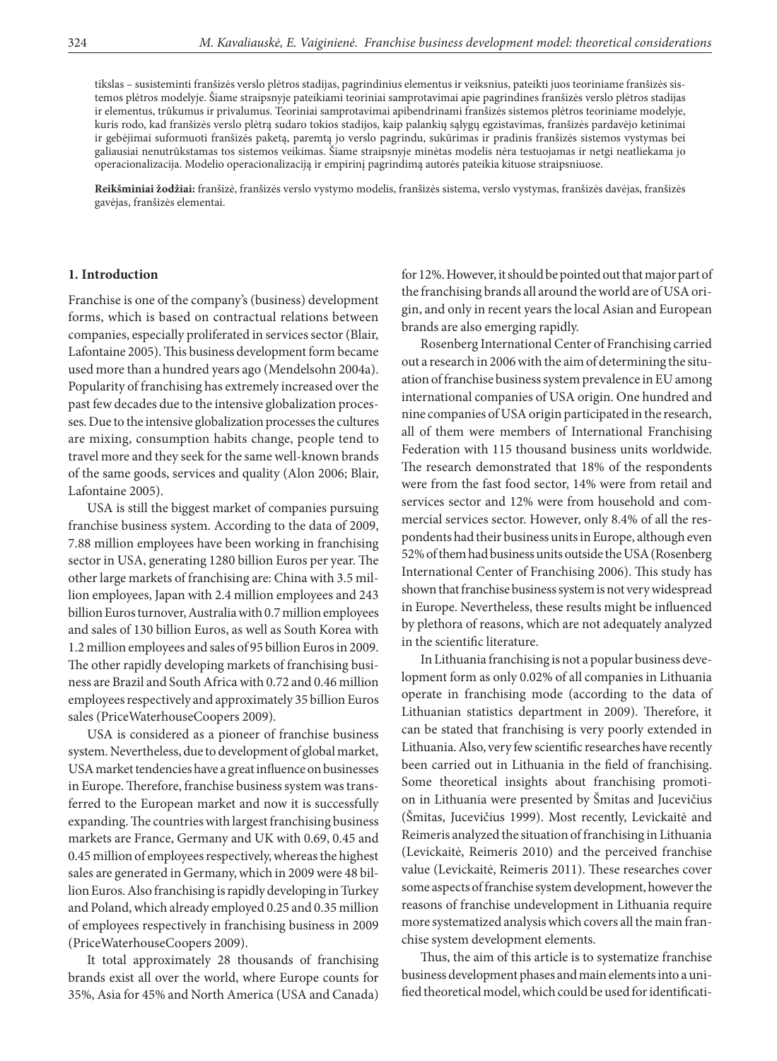tikslas – susisteminti franšizės verslo plėtros stadijas, pagrindinius elementus ir veiksnius, pateikti juos teoriniame franšizės sistemos plėtros modelyje. Šiame straipsnyje pateikiami teoriniai samprotavimai apie pagrindines franšizės verslo plėtros stadijas ir elementus, trūkumus ir privalumus. Teoriniai samprotavimai apibendrinami franšizės sistemos plėtros teoriniame modelyje, kuris rodo, kad franšizės verslo plėtrą sudaro tokios stadijos, kaip palankių sąlygų egzistavimas, franšizės pardavėjo ketinimai ir gebėjimai suformuoti franšizės paketą, paremtą jo verslo pagrindu, sukūrimas ir pradinis franšizės sistemos vystymas bei galiausiai nenutrūkstamas tos sistemos veikimas. Šiame straipsnyje minėtas modelis nėra testuojamas ir netgi neatliekama jo operacionalizacija. Modelio operacionalizaciją ir empirinį pagrindimą autorės pateikia kituose straipsniuose.

**Reikšminiai žodžiai:** franšizė, franšizės verslo vystymo modelis, franšizės sistema, verslo vystymas, franšizės davėjas, franšizės gavėjas, franšizės elementai.

## 1. Introduction

Franchise is one of the company's (business) development forms, which is based on contractual relations between companies, especially proliferated in services sector (Blair, Lafontaine 2005). This business development form became used more than a hundred years ago (Mendelsohn 2004a). Popularity of franchising has extremely increased over the past few decades due to the intensive globalization processes. Due to the intensive globalization processes the cultures are mixing, consumption habits change, people tend to travel more and they seek for the same well-known brands of the same goods, services and quality (Alon 2006; Blair, Lafontaine 2005).

USA is still the biggest market of companies pursuing franchise business system. According to the data of 2009, 7.88 million employees have been working in franchising sector in USA, generating 1280 billion Euros per year. The other large markets of franchising are: China with 3.5 million employees, Japan with 2.4 million employees and 243 billion Euros turnover, Australia with 0.7 million employees and sales of 130 billion Euros, as well as South Korea with 1.2 million employees and sales of 95 billion Euros in 2009. The other rapidly developing markets of franchising business are Brazil and South Africa with 0.72 and 0.46 million employees respectively and approximately 35 billion Euros sales (PriceWaterhouseCoopers 2009).

USA is considered as a pioneer of franchise business system. Nevertheless, due to development of global market, USA market tendencies have a great influence on businesses in Europe. Therefore, franchise business system was transferred to the European market and now it is successfully expanding. The countries with largest franchising business markets are France, Germany and UK with 0.69, 0.45 and 0.45 million of employees respectively, whereas the highest sales are generated in Germany, which in 2009 were 48 billion Euros. Also franchising is rapidly developing in Turkey and Poland, which already employed 0.25 and 0.35 million of employees respectively in franchising business in 2009 (PriceWaterhouseCoopers 2009).

It total approximately 28 thousands of franchising brands exist all over the world, where Europe counts for 35%, Asia for 45% and North America (USA and Canada) for 12%. However, it should be pointed out that major part of the franchising brands all around the world are of USA origin, and only in recent years the local Asian and European brands are also emerging rapidly.

Rosenberg International Center of Franchising carried out a research in 2006 with the aim of determining the situation of franchise business system prevalence in EU among international companies of USA origin. One hundred and nine companies of USA origin participated in the research, all of them were members of International Franchising Federation with 115 thousand business units worldwide. The research demonstrated that 18% of the respondents were from the fast food sector, 14% were from retail and services sector and 12% were from household and commercial services sector. However, only 8.4% of all the respondents had their business units in Europe, although even 52% of them had business units outside the USA (Rosenberg International Center of Franchising 2006). This study has shown that franchise business system is not very widespread in Europe. Nevertheless, these results might be influenced by plethora of reasons, which are not adequately analyzed in the scientific literature.

In Lithuania franchising is not a popular business development form as only 0.02% of all companies in Lithuania operate in franchising mode (according to the data of Lithuanian statistics department in 2009). Therefore, it can be stated that franchising is very poorly extended in Lithuania. Also, very few scientific researches have recently been carried out in Lithuania in the field of franchising. Some theoretical insights about franchising promotion in Lithuania were presented by Šmitas and Jucevičius (Šmitas, Jucevičius 1999). Most recently, Levickaitė and Reimeris analyzed the situation of franchising in Lithuania (Levickaitė, Reimeris 2010) and the perceived franchise value (Levickaitė, Reimeris 2011). These researches cover some aspects of franchise system development, however the reasons of franchise undevelopment in Lithuania require more systematized analysis which covers all the main franchise system development elements.

Thus, the aim of this article is to systematize franchise business development phases and main elements into a unified theoretical model, which could be used for identificati-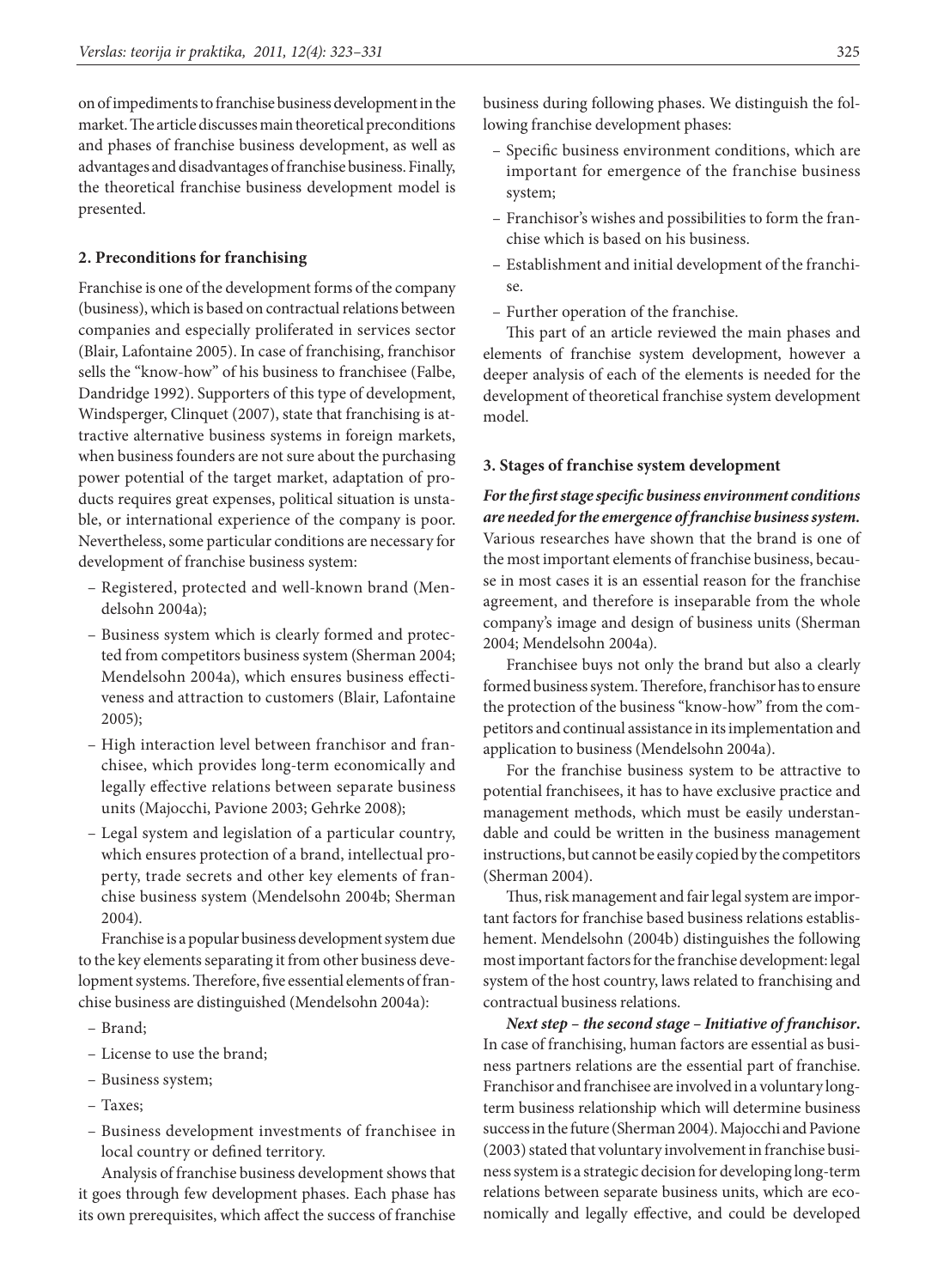on of impediments to franchise business development in the market. The article discusses main theoretical preconditions and phases of franchise business development, as well as advantages and disadvantages of franchise business. Finally, the theoretical franchise business development model is presented.

## 2. Preconditions for franchising

Franchise is one of the development forms of the company (business), which is based on contractual relations between companies and especially proliferated in services sector (Blair, Lafontaine 2005). In case of franchising, franchisor sells the "know-how" of his business to franchisee (Falbe, Dandridge 1992). Supporters of this type of development, Windsperger, Clinquet (2007), state that franchising is attractive alternative business systems in foreign markets, when business founders are not sure about the purchasing power potential of the target market, adaptation of products requires great expenses, political situation is unstable, or international experience of the company is poor. Nevertheless, some particular conditions are necessary for development of franchise business system:

- Registered, protected and well-known brand (Mendelsohn 2004a);
- Business system which is clearly formed and protected from competitors business system (Sherman 2004; Mendelsohn 2004a), which ensures business effectiveness and attraction to customers (Blair, Lafontaine 2005);
- High interaction level between franchisor and franchisee, which provides long-term economically and legally effective relations between separate business units (Majocchi, Pavione 2003; Gehrke 2008);
- Legal system and legislation of a particular country, which ensures protection of a brand, intellectual property, trade secrets and other key elements of franchise business system (Mendelsohn 2004b; Sherman 2004).

Franchise is a popular business development system due to the key elements separating it from other business development systems. Therefore, five essential elements of franchise business are distinguished (Mendelsohn 2004a):

- Brand;
- License to use the brand;
- Business system;
- Taxes;
- Business development investments of franchisee in local country or defined territory.

Analysis of franchise business development shows that it goes through few development phases. Each phase has its own prerequisites, which affect the success of franchise business during following phases. We distinguish the following franchise development phases:

- Specific business environment conditions, which are important for emergence of the franchise business system;
- Franchisor's wishes and possibilities to form the franchise which is based on his business.
- Establishment and initial development of the franchise.
- Further operation of the franchise.

This part of an article reviewed the main phases and elements of franchise system development, however a deeper analysis of each of the elements is needed for the development of theoretical franchise system development model.

## 3. Stages of franchise system development

***For the first stage specific business environment conditions are needed for the emergence of franchise business system.*** Various researches have shown that the brand is one of the most important elements of franchise business, because in most cases it is an essential reason for the franchise agreement, and therefore is inseparable from the whole company's image and design of business units (Sherman 2004; Mendelsohn 2004a).

Franchisee buys not only the brand but also a clearly formed business system. Therefore, franchisor has to ensure the protection of the business "know-how" from the competitors and continual assistance in its implementation and application to business (Mendelsohn 2004a).

For the franchise business system to be attractive to potential franchisees, it has to have exclusive practice and management methods, which must be easily understandable and could be written in the business management instructions, but cannot be easily copied by the competitors (Sherman 2004).

Thus, risk management and fair legal system are important factors for franchise based business relations establishement. Mendelsohn (2004b) distinguishes the following most important factors for the franchise development: legal system of the host country, laws related to franchising and contractual business relations.

***Next step – the second stage – Initiative of franchisor.*** In case of franchising, human factors are essential as business partners relations are the essential part of franchise. Franchisor and franchisee are involved in a voluntary long-term business relationship which will determine business success in the future (Sherman 2004). Majocchi and Pavione (2003) stated that voluntary involvement in franchise business system is a strategic decision for developing long-term relations between separate business units, which are economically and legally effective, and could be developed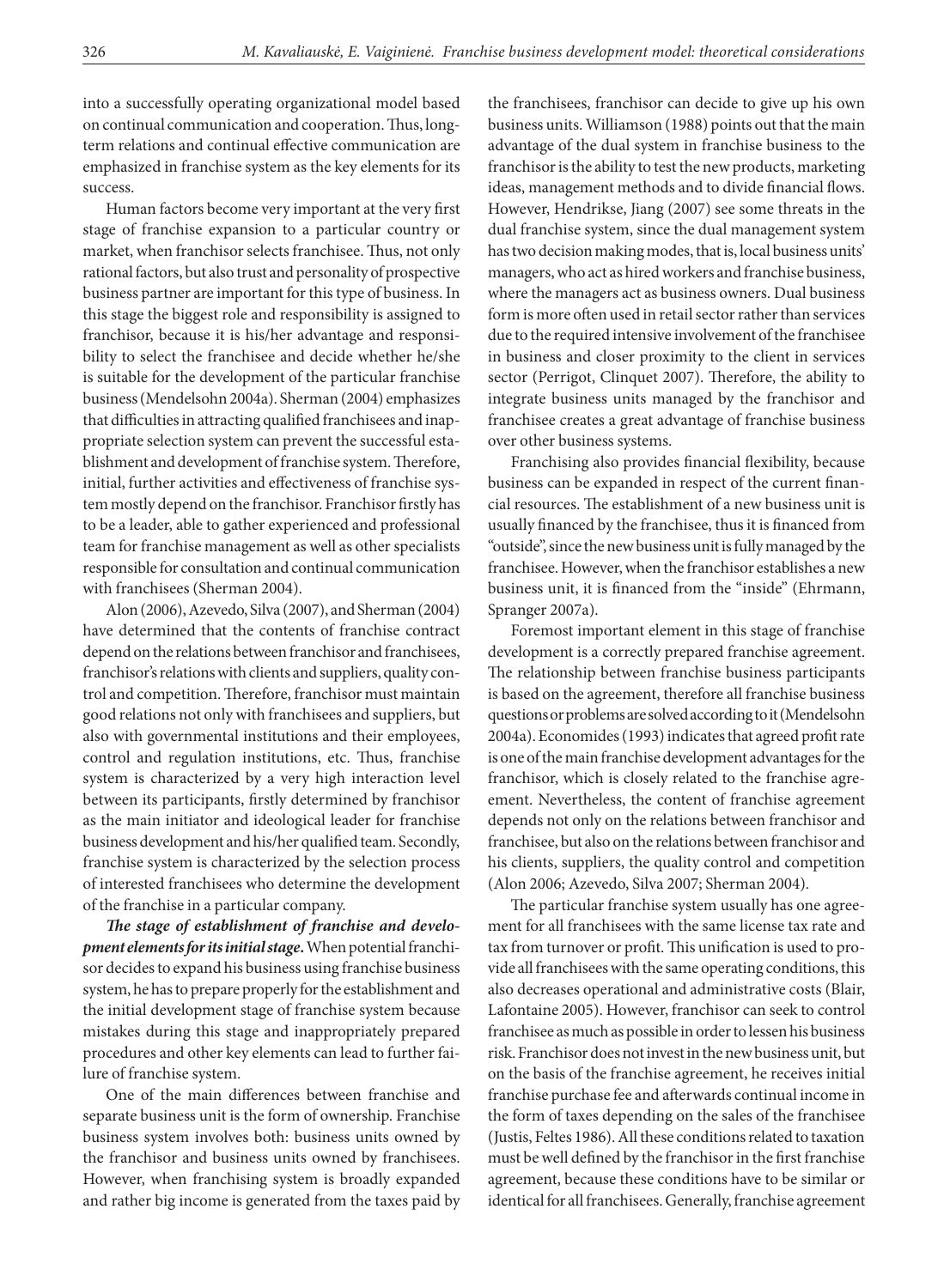into a successfully operating organizational model based on continual communication and cooperation. Thus, long-term relations and continual effective communication are emphasized in franchise system as the key elements for its success.

Human factors become very important at the very first stage of franchise expansion to a particular country or market, when franchisor selects franchisee. Thus, not only rational factors, but also trust and personality of prospective business partner are important for this type of business. In this stage the biggest role and responsibility is assigned to franchisor, because it is his/her advantage and responsibility to select the franchisee and decide whether he/she is suitable for the development of the particular franchise business (Mendelsohn 2004a). Sherman (2004) emphasizes that difficulties in attracting qualified franchisees and inappropriate selection system can prevent the successful establishment and development of franchise system. Therefore, initial, further activities and effectiveness of franchise system mostly depend on the franchisor. Franchisor firstly has to be a leader, able to gather experienced and professional team for franchise management as well as other specialists responsible for consultation and continual communication with franchisees (Sherman 2004).

Alon (2006), Azevedo, Silva (2007), and Sherman (2004) have determined that the contents of franchise contract depend on the relations between franchisor and franchisees, franchisor's relations with clients and suppliers, quality control and competition. Therefore, franchisor must maintain good relations not only with franchisees and suppliers, but also with governmental institutions and their employees, control and regulation institutions, etc. Thus, franchise system is characterized by a very high interaction level between its participants, firstly determined by franchisor as the main initiator and ideological leader for franchise business development and his/her qualified team. Secondly, franchise system is characterized by the selection process of interested franchisees who determine the development of the franchise in a particular company.

***The stage of establishment of franchise and development elements for its initial stage.*** When potential franchisor decides to expand his business using franchise business system, he has to prepare properly for the establishment and the initial development stage of franchise system because mistakes during this stage and inappropriately prepared procedures and other key elements can lead to further failure of franchise system.

One of the main differences between franchise and separate business unit is the form of ownership. Franchise business system involves both: business units owned by the franchisor and business units owned by franchisees. However, when franchising system is broadly expanded and rather big income is generated from the taxes paid by the franchisees, franchisor can decide to give up his own business units. Williamson (1988) points out that the main advantage of the dual system in franchise business to the franchisor is the ability to test the new products, marketing ideas, management methods and to divide financial flows. However, Hendrikse, Jiang (2007) see some threats in the dual franchise system, since the dual management system has two decision making modes, that is, local business units' managers, who act as hired workers and franchise business, where the managers act as business owners. Dual business form is more often used in retail sector rather than services due to the required intensive involvement of the franchisee in business and closer proximity to the client in services sector (Perrigot, Clinquet 2007). Therefore, the ability to integrate business units managed by the franchisor and franchisee creates a great advantage of franchise business over other business systems.

Franchising also provides financial flexibility, because business can be expanded in respect of the current financial resources. The establishment of a new business unit is usually financed by the franchisee, thus it is financed from "outside", since the new business unit is fully managed by the franchisee. However, when the franchisor establishes a new business unit, it is financed from the "inside" (Ehrmann, Spranger 2007a).

Foremost important element in this stage of franchise development is a correctly prepared franchise agreement. The relationship between franchise business participants is based on the agreement, therefore all franchise business questions or problems are solved according to it (Mendelsohn 2004a). Economides (1993) indicates that agreed profit rate is one of the main franchise development advantages for the franchisor, which is closely related to the franchise agreement. Nevertheless, the content of franchise agreement depends not only on the relations between franchisor and franchisee, but also on the relations between franchisor and his clients, suppliers, the quality control and competition (Alon 2006; Azevedo, Silva 2007; Sherman 2004).

The particular franchise system usually has one agreement for all franchisees with the same license tax rate and tax from turnover or profit. This unification is used to provide all franchisees with the same operating conditions, this also decreases operational and administrative costs (Blair, Lafontaine 2005). However, franchisor can seek to control franchisee as much as possible in order to lessen his business risk. Franchisor does not invest in the new business unit, but on the basis of the franchise agreement, he receives initial franchise purchase fee and afterwards continual income in the form of taxes depending on the sales of the franchisee (Justis, Feltes 1986). All these conditions related to taxation must be well defined by the franchisor in the first franchise agreement, because these conditions have to be similar or identical for all franchisees. Generally, franchise agreement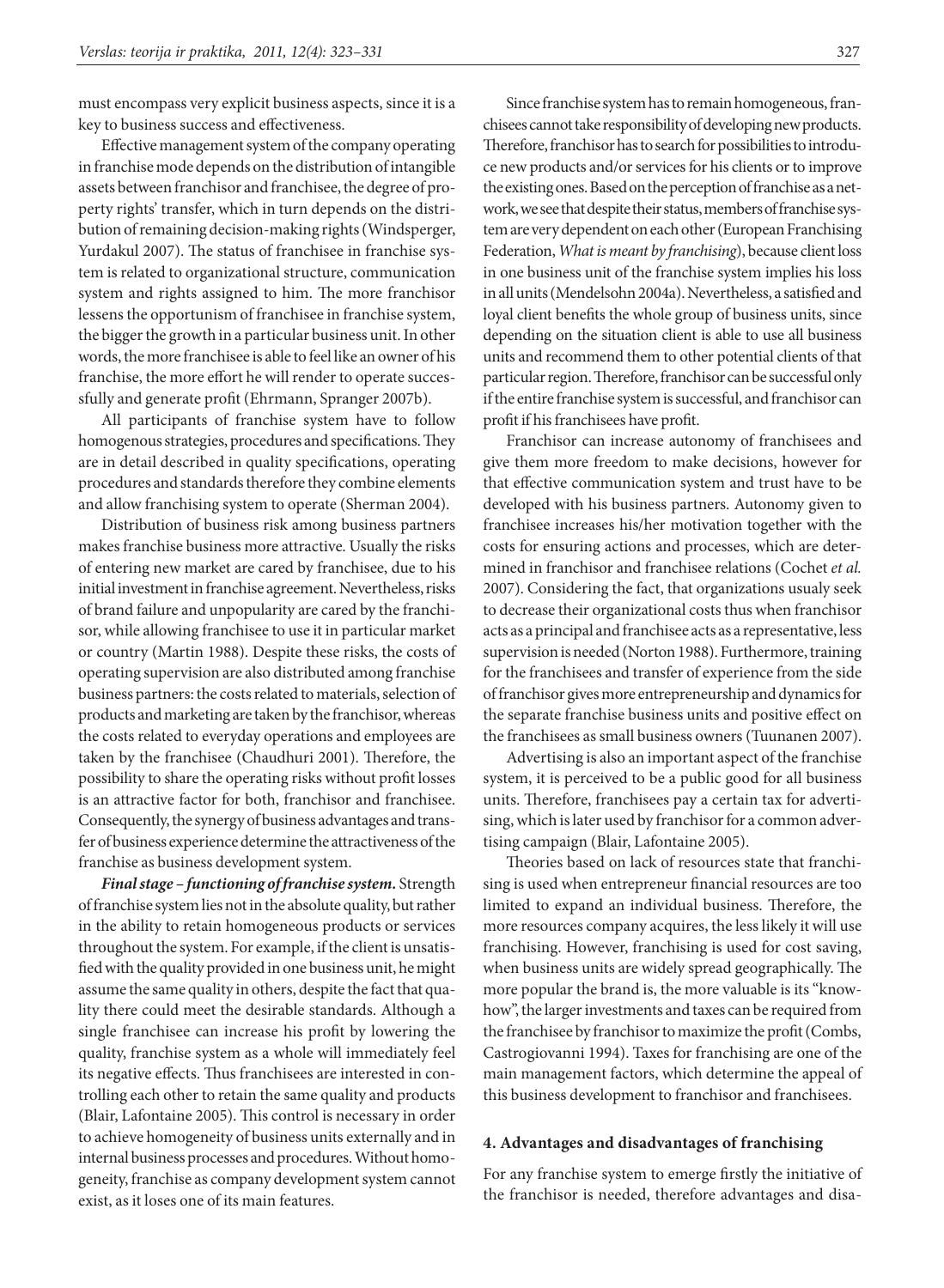must encompass very explicit business aspects, since it is a key to business success and effectiveness.

Effective management system of the company operating in franchise mode depends on the distribution of intangible assets between franchisor and franchisee, the degree of property rights' transfer, which in turn depends on the distribution of remaining decision-making rights (Windsperger, Yurdakul 2007). The status of franchisee in franchise system is related to organizational structure, communication system and rights assigned to him. The more franchisor lessens the opportunism of franchisee in franchise system, the bigger the growth in a particular business unit. In other words, the more franchisee is able to feel like an owner of his franchise, the more effort he will render to operate successfully and generate profit (Ehrmann, Spranger 2007b).

All participants of franchise system have to follow homogenous strategies, procedures and specifications. They are in detail described in quality specifications, operating procedures and standards therefore they combine elements and allow franchising system to operate (Sherman 2004).

Distribution of business risk among business partners makes franchise business more attractive. Usually the risks of entering new market are cared by franchisee, due to his initial investment in franchise agreement. Nevertheless, risks of brand failure and unpopularity are cared by the franchisor, while allowing franchisee to use it in particular market or country (Martin 1988). Despite these risks, the costs of operating supervision are also distributed among franchise business partners: the costs related to materials, selection of products and marketing are taken by the franchisor, whereas the costs related to everyday operations and employees are taken by the franchisee (Chaudhuri 2001). Therefore, the possibility to share the operating risks without profit losses is an attractive factor for both, franchisor and franchisee. Consequently, the synergy of business advantages and transfer of business experience determine the attractiveness of the franchise as business development system.

***Final stage – functioning of franchise system.*** Strength of franchise system lies not in the absolute quality, but rather in the ability to retain homogeneous products or services throughout the system. For example, if the client is unsatisfied with the quality provided in one business unit, he might assume the same quality in others, despite the fact that quality there could meet the desirable standards. Although a single franchisee can increase his profit by lowering the quality, franchise system as a whole will immediately feel its negative effects. Thus franchisees are interested in controlling each other to retain the same quality and products (Blair, Lafontaine 2005). This control is necessary in order to achieve homogeneity of business units externally and in internal business processes and procedures. Without homogeneity, franchise as company development system cannot exist, as it loses one of its main features.

Since franchise system has to remain homogeneous, franchisees cannot take responsibility of developing new products. Therefore, franchisor has to search for possibilities to introduce new products and/or services for his clients or to improve the existing ones. Based on the perception of franchise as a network, we see that despite their status, members of franchise system are very dependent on each other (European Franchising Federation, *What is meant by franchising*), because client loss in one business unit of the franchise system implies his loss in all units (Mendelsohn 2004a). Nevertheless, a satisfied and loyal client benefits the whole group of business units, since depending on the situation client is able to use all business units and recommend them to other potential clients of that particular region. Therefore, franchisor can be successful only if the entire franchise system is successful, and franchisor can profit if his franchisees have profit.

Franchisor can increase autonomy of franchisees and give them more freedom to make decisions, however for that effective communication system and trust have to be developed with his business partners. Autonomy given to franchisee increases his/her motivation together with the costs for ensuring actions and processes, which are determined in franchisor and franchisee relations (Cochet *et al.* 2007). Considering the fact, that organizations usualy seek to decrease their organizational costs thus when franchisor acts as a principal and franchisee acts as a representative, less supervision is needed (Norton 1988). Furthermore, training for the franchisees and transfer of experience from the side of franchisor gives more entrepreneurship and dynamics for the separate franchise business units and positive effect on the franchisees as small business owners (Tuunanen 2007).

Advertising is also an important aspect of the franchise system, it is perceived to be a public good for all business units. Therefore, franchisees pay a certain tax for advertising, which is later used by franchisor for a common advertising campaign (Blair, Lafontaine 2005).

Theories based on lack of resources state that franchising is used when entrepreneur financial resources are too limited to expand an individual business. Therefore, the more resources company acquires, the less likely it will use franchising. However, franchising is used for cost saving, when business units are widely spread geographically. The more popular the brand is, the more valuable is its "know-how", the larger investments and taxes can be required from the franchisee by franchisor to maximize the profit (Combs, Castrogiovanni 1994). Taxes for franchising are one of the main management factors, which determine the appeal of this business development to franchisor and franchisees.

## 4. Advantages and disadvantages of franchising

For any franchise system to emerge firstly the initiative of the franchisor is needed, therefore advantages and disa-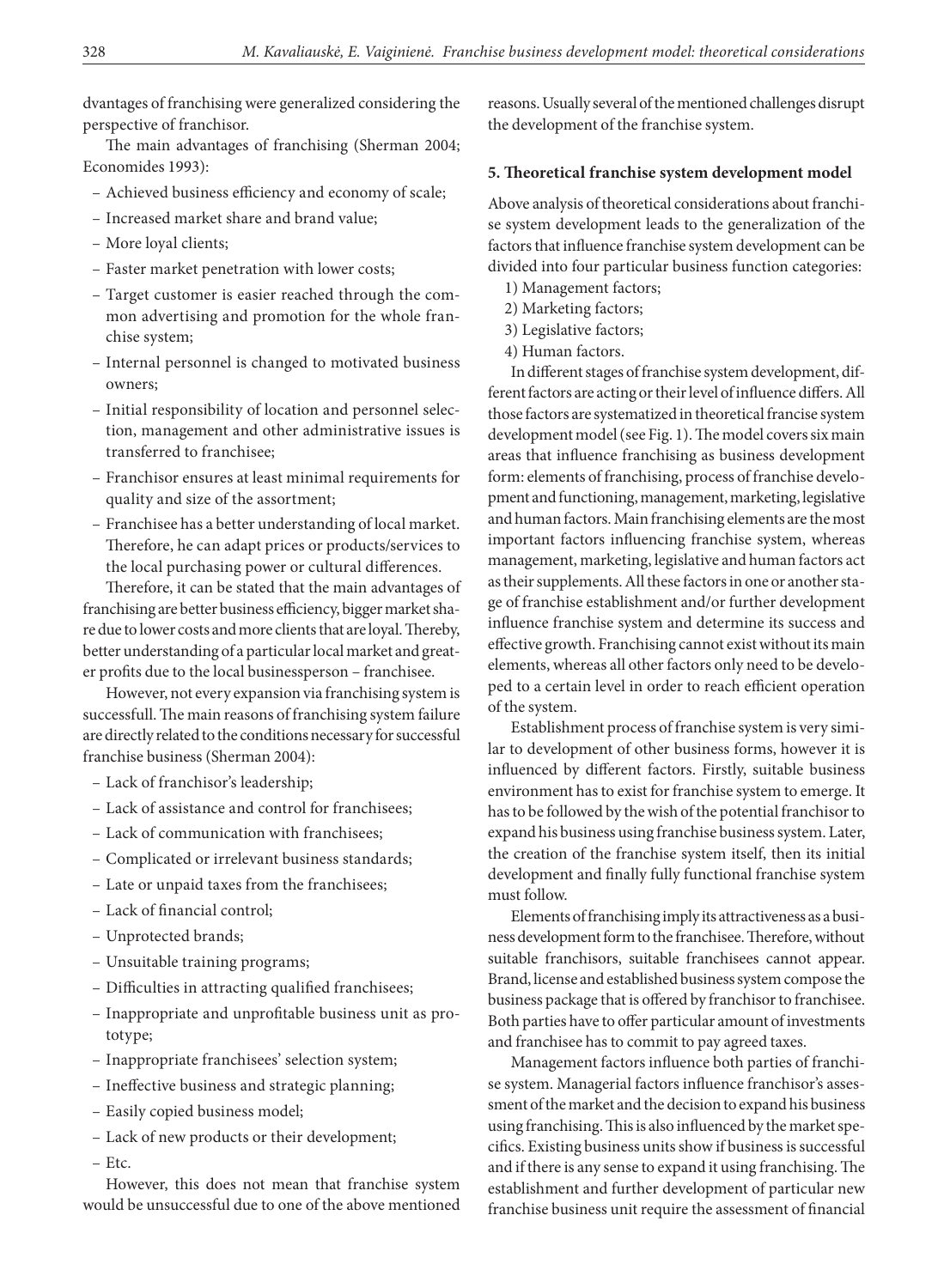dvantages of franchising were generalized considering the perspective of franchisor.

The main advantages of franchising (Sherman 2004; Economides 1993):

- Achieved business efficiency and economy of scale;
- Increased market share and brand value;
- More loyal clients;
- Faster market penetration with lower costs;
- Target customer is easier reached through the common advertising and promotion for the whole franchise system;
- Internal personnel is changed to motivated business owners;
- Initial responsibility of location and personnel selection, management and other administrative issues is transferred to franchisee;
- Franchisor ensures at least minimal requirements for quality and size of the assortment;
- Franchisee has a better understanding of local market. Therefore, he can adapt prices or products/services to the local purchasing power or cultural differences.

Therefore, it can be stated that the main advantages of franchising are better business efficiency, bigger market share due to lower costs and more clients that are loyal. Thereby, better understanding of a particular local market and greater profits due to the local businessperson – franchisee.

However, not every expansion via franchising system is successfull. The main reasons of franchising system failure are directly related to the conditions necessary for successful franchise business (Sherman 2004):

- Lack of franchisor's leadership;
- Lack of assistance and control for franchisees;
- Lack of communication with franchisees;
- Complicated or irrelevant business standards;
- Late or unpaid taxes from the franchisees;
- Lack of financial control;
- Unprotected brands;
- Unsuitable training programs;
- Difficulties in attracting qualified franchisees;
- Inappropriate and unprofitable business unit as prototype;
- Inappropriate franchisees' selection system;
- Ineffective business and strategic planning;
- Easily copied business model;
- Lack of new products or their development;
- Etc.

However, this does not mean that franchise system would be unsuccessful due to one of the above mentioned reasons. Usually several of the mentioned challenges disrupt the development of the franchise system.

## 5. Theoretical franchise system development model

Above analysis of theoretical considerations about franchise system development leads to the generalization of the factors that influence franchise system development can be divided into four particular business function categories:

1) Management factors;
2) Marketing factors;
3) Legislative factors;
4) Human factors.

In different stages of franchise system development, different factors are acting or their level of influence differs. All those factors are systematized in theoretical francise system development model (see Fig. 1). The model covers six main areas that influence franchising as business development form: elements of franchising, process of franchise development and functioning, management, marketing, legislative and human factors. Main franchising elements are the most important factors influencing franchise system, whereas management, marketing, legislative and human factors act as their supplements. All these factors in one or another stage of franchise establishment and/or further development influence franchise system and determine its success and effective growth. Franchising cannot exist without its main elements, whereas all other factors only need to be developed to a certain level in order to reach efficient operation of the system.

Establishment process of franchise system is very similar to development of other business forms, however it is influenced by different factors. Firstly, suitable business environment has to exist for franchise system to emerge. It has to be followed by the wish of the potential franchisor to expand his business using franchise business system. Later, the creation of the franchise system itself, then its initial development and finally fully functional franchise system must follow.

Elements of franchising imply its attractiveness as a business development form to the franchisee. Therefore, without suitable franchisors, suitable franchisees cannot appear. Brand, license and established business system compose the business package that is offered by franchisor to franchisee. Both parties have to offer particular amount of investments and franchisee has to commit to pay agreed taxes.

Management factors influence both parties of franchise system. Managerial factors influence franchisor's assessment of the market and the decision to expand his business using franchising. This is also influenced by the market specifics. Existing business units show if business is successful and if there is any sense to expand it using franchising. The establishment and further development of particular new franchise business unit require the assessment of financial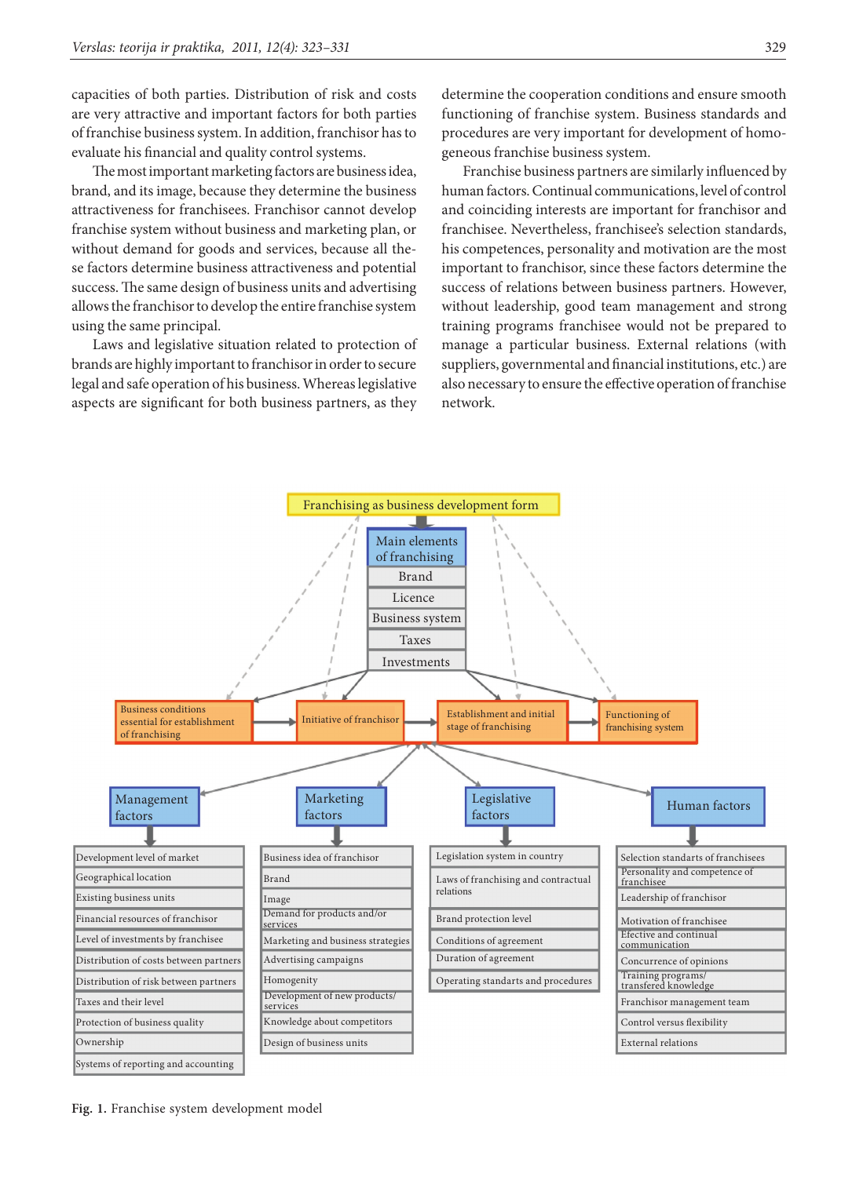capacities of both parties. Distribution of risk and costs are very attractive and important factors for both parties of franchise business system. In addition, franchisor has to evaluate his financial and quality control systems.

The most important marketing factors are business idea, brand, and its image, because they determine the business attractiveness for franchisees. Franchisor cannot develop franchise system without business and marketing plan, or without demand for goods and services, because all these factors determine business attractiveness and potential success. The same design of business units and advertising allows the franchisor to develop the entire franchise system using the same principal.

Laws and legislative situation related to protection of brands are highly important to franchisor in order to secure legal and safe operation of his business. Whereas legislative aspects are significant for both business partners, as they determine the cooperation conditions and ensure smooth functioning of franchise system. Business standards and procedures are very important for development of homogeneous franchise business system.

Franchise business partners are similarly influenced by human factors. Continual communications, level of control and coinciding interests are important for franchisor and franchisee. Nevertheless, franchisee's selection standards, his competences, personality and motivation are the most important to franchisor, since these factors determine the success of relations between business partners. However, without leadership, good team management and strong training programs franchisee would not be prepared to manage a particular business. External relations (with suppliers, governmental and financial institutions, etc.) are also necessary to ensure the effective operation of franchise network.

**Franchising as business development form**

**Main elements of franchising**
- Brand
- Licence
- Business system
- Taxes
- Investments

Business conditions essential for establishment of franchising → Initiative of franchisor → Establishment and initial stage of franchising → Functioning of franchising system

**Management factors**
- Development level of market
- Geographical location
- Existing business units
- Financial resources of franchisor
- Level of investments by franchisee
- Distribution of costs between partners
- Distribution of risk between partners
- Taxes and their level
- Protection of business quality
- Ownership
- Systems of reporting and accounting

**Marketing factors**
- Business idea of franchisor
- Brand
- Image
- Demand for products and/or services
- Marketing and business strategies
- Advertising campaigns
- Homogenity
- Development of new products/services
- Knowledge about competitors
- Design of business units

**Legislative factors**
- Legislation system in country
- Laws of franchising and contractual relations
- Brand protection level
- Conditions of agreement
- Duration of agreement
- Operating standarts and procedures

**Human factors**
- Selection standarts of franchisees
- Personality and competence of franchisee
- Leadership of franchisor
- Motivation of franchisee
- Efective and continual communication
- Concurrence of opinions
- Training programs/transfered knowledge
- Franchisor management team
- Control versus flexibility
- External relations

**Fig. 1.** Franchise system development model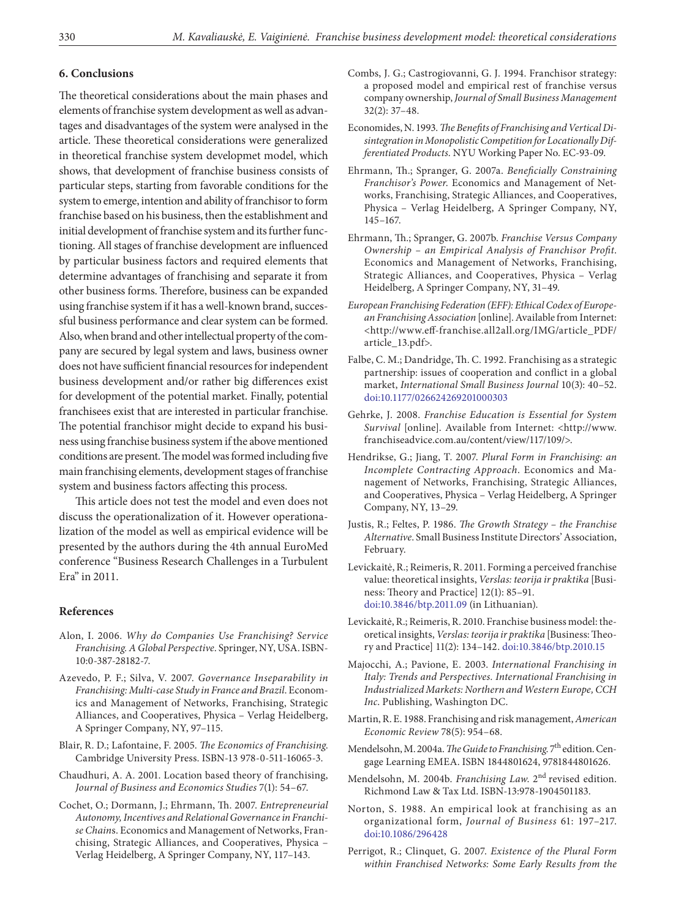## 6. Conclusions

The theoretical considerations about the main phases and elements of franchise system development as well as advantages and disadvantages of the system were analysed in the article. These theoretical considerations were generalized in theoretical franchise system developmet model, which shows, that development of franchise business consists of particular steps, starting from favorable conditions for the system to emerge, intention and ability of franchisor to form franchise based on his business, then the establishment and initial development of franchise system and its further functioning. All stages of franchise development are influenced by particular business factors and required elements that determine advantages of franchising and separate it from other business forms. Therefore, business can be expanded using franchise system if it has a well-known brand, successful business performance and clear system can be formed. Also, when brand and other intellectual property of the company are secured by legal system and laws, business owner does not have sufficient financial resources for independent business development and/or rather big differences exist for development of the potential market. Finally, potential franchisees exist that are interested in particular franchise. The potential franchisor might decide to expand his business using franchise business system if the above mentioned conditions are present. The model was formed including five main franchising elements, development stages of franchise system and business factors affecting this process.

This article does not test the model and even does not discuss the operationalization of it. However operationalization of the model as well as empirical evidence will be presented by the authors during the 4th annual EuroMed conference "Business Research Challenges in a Turbulent Era" in 2011.

## References

Alon, I. 2006. *Why do Companies Use Franchising? Service Franchising. A Global Perspective*. Springer, NY, USA. ISBN-10:0-387-28182-7.

Azevedo, P. F.; Silva, V. 2007. *Governance Inseparability in Franchising: Multi-case Study in France and Brazil*. Economics and Management of Networks, Franchising, Strategic Alliances, and Cooperatives, Physica – Verlag Heidelberg, A Springer Company, NY, 97–115.

Blair, R. D.; Lafontaine, F. 2005. *The Economics of Franchising.* Cambridge University Press. ISBN-13 978-0-511-16065-3.

Chaudhuri, A. A. 2001. Location based theory of franchising, *Journal of Business and Economics Studies* 7(1): 54–67.

Cochet, O.; Dormann, J.; Ehrmann, Th. 2007. *Entrepreneurial Autonomy, Incentives and Relational Governance in Franchise Chains*. Economics and Management of Networks, Franchising, Strategic Alliances, and Cooperatives, Physica – Verlag Heidelberg, A Springer Company, NY, 117–143.

Combs, J. G.; Castrogiovanni, G. J. 1994. Franchisor strategy: a proposed model and empirical rest of franchise versus company ownership, *Journal of Small Business Management* 32(2): 37–48.

Economides, N. 1993. *The Benefits of Franchising and Vertical Disintegration in Monopolistic Competition for Locationally Differentiated Products*. NYU Working Paper No. EC-93-09.

Ehrmann, Th.; Spranger, G. 2007a. *Beneficially Constraining Franchisor's Power*. Economics and Management of Networks, Franchising, Strategic Alliances, and Cooperatives, Physica – Verlag Heidelberg, A Springer Company, NY, 145–167.

Ehrmann, Th.; Spranger, G. 2007b. *Franchise Versus Company Ownership – an Empirical Analysis of Franchisor Profit*. Economics and Management of Networks, Franchising, Strategic Alliances, and Cooperatives, Physica – Verlag Heidelberg, A Springer Company, NY, 31–49.

*European Franchising Federation (EFF): Ethical Codex of European Franchising Association* [online]. Available from Internet: <http://www.eff-franchise.all2all.org/IMG/article_PDF/article_13.pdf>.

Falbe, C. M.; Dandridge, Th. C. 1992. Franchising as a strategic partnership: issues of cooperation and conflict in a global market, *International Small Business Journal* 10(3): 40–52. doi:10.1177/026624269201000303

Gehrke, J. 2008. *Franchise Education is Essential for System Survival* [online]. Available from Internet: <http://www.franchiseadvice.com.au/content/view/117/109/>.

Hendrikse, G.; Jiang, T. 2007. *Plural Form in Franchising: an Incomplete Contracting Approach*. Economics and Management of Networks, Franchising, Strategic Alliances, and Cooperatives, Physica – Verlag Heidelberg, A Springer Company, NY, 13–29.

Justis, R.; Feltes, P. 1986. *The Growth Strategy – the Franchise Alternative*. Small Business Institute Directors' Association, February.

Levickaitė, R.; Reimeris, R. 2011. Forming a perceived franchise value: theoretical insights, *Verslas: teorija ir praktika* [Business: Theory and Practice] 12(1): 85–91. doi:10.3846/btp.2011.09 (in Lithuanian).

Levickaitė, R.; Reimeris, R. 2010. Franchise business model: theoretical insights, *Verslas: teorija ir praktika* [Business: Theory and Practice] 11(2): 134–142. doi:10.3846/btp.2010.15

Majocchi, A.; Pavione, E. 2003. *International Franchising in Italy: Trends and Perspectives. International Franchising in Industrialized Markets: Northern and Western Europe, CCH Inc*. Publishing, Washington DC.

Martin, R. E. 1988. Franchising and risk management, *American Economic Review* 78(5): 954–68.

Mendelsohn, M. 2004a. *The Guide to Franchising*. 7th edition. Cengage Learning EMEA. ISBN 1844801624, 9781844801626.

Mendelsohn, M. 2004b. *Franchising Law*. 2nd revised edition. Richmond Law & Tax Ltd. ISBN-13:978-1904501183.

Norton, S. 1988. An empirical look at franchising as an organizational form, *Journal of Business* 61: 197–217. doi:10.1086/296428

Perrigot, R.; Clinquet, G. 2007. *Existence of the Plural Form within Franchised Networks: Some Early Results from the*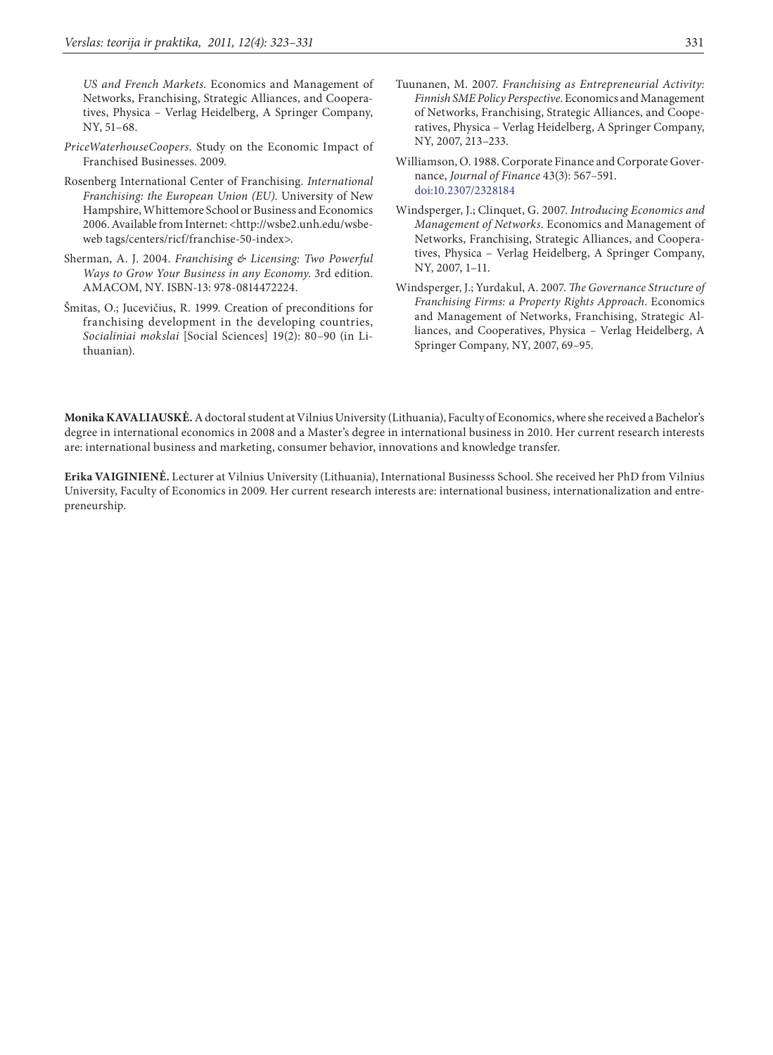*US and French Markets*. Economics and Management of Networks, Franchising, Strategic Alliances, and Cooperatives, Physica – Verlag Heidelberg, A Springer Company, NY, 51–68.

*PriceWaterhouseCoopers*. Study on the Economic Impact of Franchised Businesses. 2009.

Rosenberg International Center of Franchising. *International Franchising: the European Union (EU)*. University of New Hampshire, Whittemore School or Business and Economics 2006. Available from Internet: <http://wsbe2.unh.edu/wsbe-web tags/centers/ricf/franchise-50-index>.

Sherman, A. J. 2004. *Franchising & Licensing: Two Powerful Ways to Grow Your Business in any Economy*. 3rd edition. AMACOM, NY. ISBN-13: 978-0814472224.

Šmitas, O.; Jucevičius, R. 1999. Creation of preconditions for franchising development in the developing countries, *Socialiniai mokslai* [Social Sciences] 19(2): 80–90 (in Lithuanian).

Tuunanen, M. 2007. *Franchising as Entrepreneurial Activity: Finnish SME Policy Perspective*. Economics and Management of Networks, Franchising, Strategic Alliances, and Cooperatives, Physica – Verlag Heidelberg, A Springer Company, NY, 2007, 213–233.

Williamson, O. 1988. Corporate Finance and Corporate Governance, *Journal of Finance* 43(3): 567–591. doi:10.2307/2328184

Windsperger, J.; Clinquet, G. 2007. *Introducing Economics and Management of Networks*. Economics and Management of Networks, Franchising, Strategic Alliances, and Cooperatives, Physica – Verlag Heidelberg, A Springer Company, NY, 2007, 1–11.

Windsperger, J.; Yurdakul, A. 2007. *The Governance Structure of Franchising Firms: a Property Rights Approach*. Economics and Management of Networks, Franchising, Strategic Alliances, and Cooperatives, Physica – Verlag Heidelberg, A Springer Company, NY, 2007, 69–95.

**Monika KAVALIAUSKĖ.** A doctoral student at Vilnius University (Lithuania), Faculty of Economics, where she received a Bachelor's degree in international economics in 2008 and a Master's degree in international business in 2010. Her current research interests are: international business and marketing, consumer behavior, innovations and knowledge transfer.

**Erika VAIGINIENĖ.** Lecturer at Vilnius University (Lithuania), International Businesss School. She received her PhD from Vilnius University, Faculty of Economics in 2009. Her current research interests are: international business, internationalization and entrepreneurship.